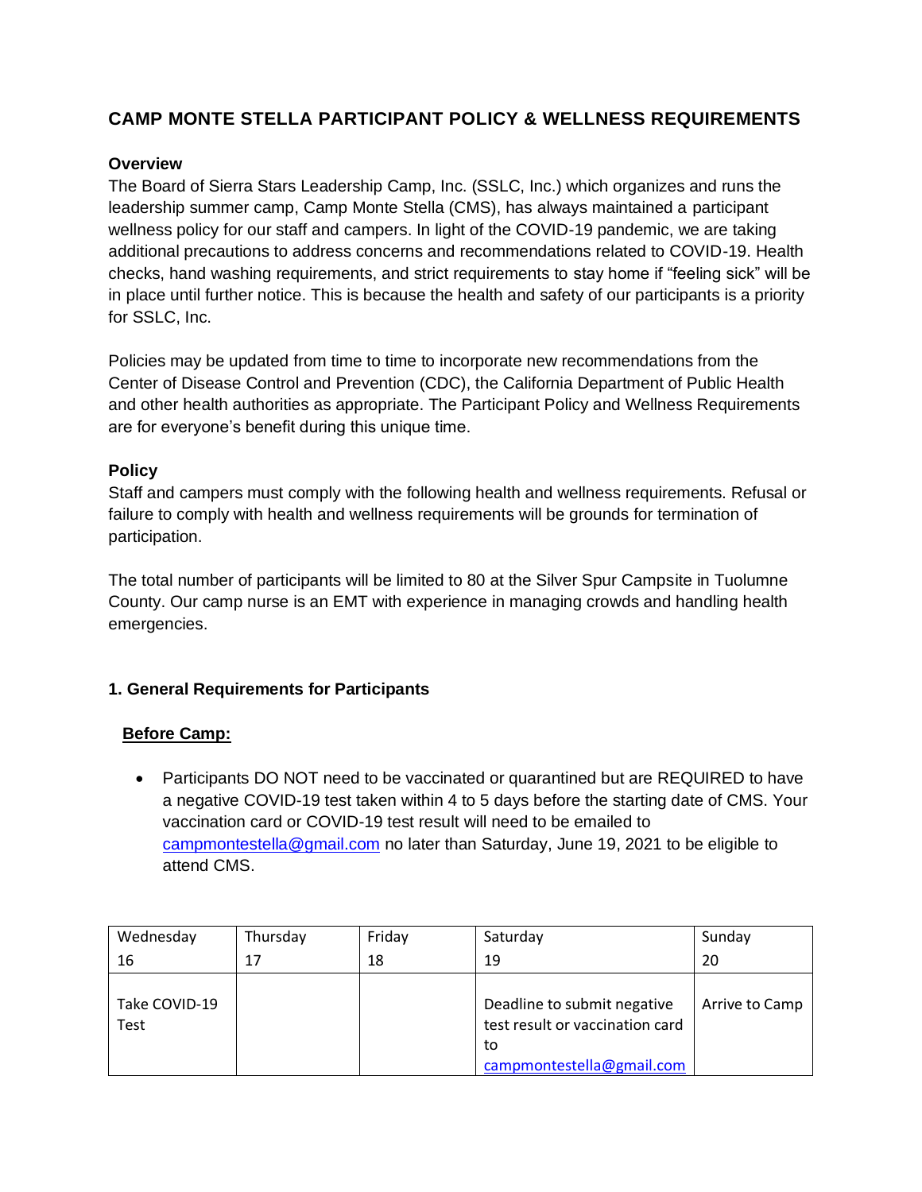# CAMP MONTE STELLA PARTICIPANT POLICY & WELLNESS REQUIREMENTS

**Overview**

The Board of Sierra Stars Leadership Camp, Inc. (SSLC, Inc.) which organizes and runs the leadership summer camp, Camp Monte Stella (CMS), has always maintained a participant wellness policy for our staff and campers. In light of the COVID-19 pandemic, we are taking additional precautions to address concerns and recommendations related to COVID-19. Health checks, hand washing requirements, and strict requirements to stay home if "feeling sick" will be in place until further notice. This is because the health and safety of our participants is a priority for SSLC, Inc.

Policies may be updated from time to time to incorporate new recommendations from the Center of Disease Control and Prevention (CDC), the California Department of Public Health and other health authorities as appropriate. The Participant Policy and Wellness Requirements are for everyone's benefit during this unique time.

**Policy**

Staff and campers must comply with the following health and wellness requirements. Refusal or failure to comply with health and wellness requirements will be grounds for termination of participation.

The total number of participants will be limited to 80 at the Silver Spur Campsite in Tuolumne County. Our camp nurse is an EMT with experience in managing crowds and handling health emergencies.

## 1. General Requirements for Participants

**Before Camp:**

- Participants DO NOT need to be vaccinated or quarantined but are REQUIRED to have a negative COVID-19 test taken within 4 to 5 days before the starting date of CMS. Your vaccination card or COVID-19 test result will need to be emailed to campmontestella@gmail.com no later than Saturday, June 19, 2021 to be eligible to attend CMS.

| Wednesday 16 | Thursday 17 | Friday 18 | Saturday 19 | Sunday 20 |
|---|---|---|---|---|
| Take COVID-19 Test | | | Deadline to submit negative test result or vaccination card to campmontestella@gmail.com | Arrive to Camp |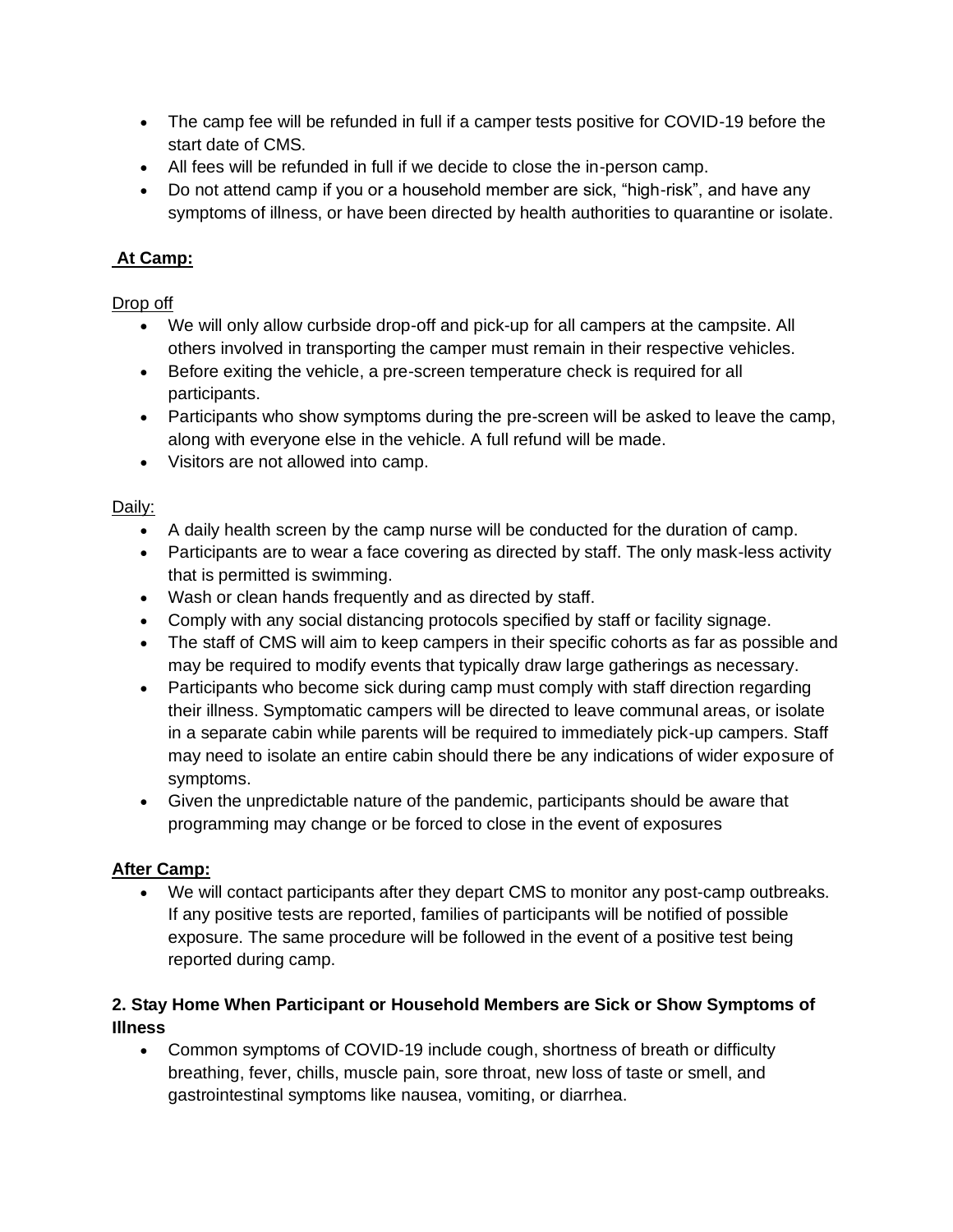- The camp fee will be refunded in full if a camper tests positive for COVID-19 before the start date of CMS.
- All fees will be refunded in full if we decide to close the in-person camp.
- Do not attend camp if you or a household member are sick, "high-risk", and have any symptoms of illness, or have been directed by health authorities to quarantine or isolate.

**At Camp:**

Drop off

- We will only allow curbside drop-off and pick-up for all campers at the campsite. All others involved in transporting the camper must remain in their respective vehicles.
- Before exiting the vehicle, a pre-screen temperature check is required for all participants.
- Participants who show symptoms during the pre-screen will be asked to leave the camp, along with everyone else in the vehicle. A full refund will be made.
- Visitors are not allowed into camp.

Daily:

- A daily health screen by the camp nurse will be conducted for the duration of camp.
- Participants are to wear a face covering as directed by staff. The only mask-less activity that is permitted is swimming.
- Wash or clean hands frequently and as directed by staff.
- Comply with any social distancing protocols specified by staff or facility signage.
- The staff of CMS will aim to keep campers in their specific cohorts as far as possible and may be required to modify events that typically draw large gatherings as necessary.
- Participants who become sick during camp must comply with staff direction regarding their illness. Symptomatic campers will be directed to leave communal areas, or isolate in a separate cabin while parents will be required to immediately pick-up campers. Staff may need to isolate an entire cabin should there be any indications of wider exposure of symptoms.
- Given the unpredictable nature of the pandemic, participants should be aware that programming may change or be forced to close in the event of exposures

**After Camp:**

- We will contact participants after they depart CMS to monitor any post-camp outbreaks. If any positive tests are reported, families of participants will be notified of possible exposure. The same procedure will be followed in the event of a positive test being reported during camp.

**2. Stay Home When Participant or Household Members are Sick or Show Symptoms of Illness**

- Common symptoms of COVID-19 include cough, shortness of breath or difficulty breathing, fever, chills, muscle pain, sore throat, new loss of taste or smell, and gastrointestinal symptoms like nausea, vomiting, or diarrhea.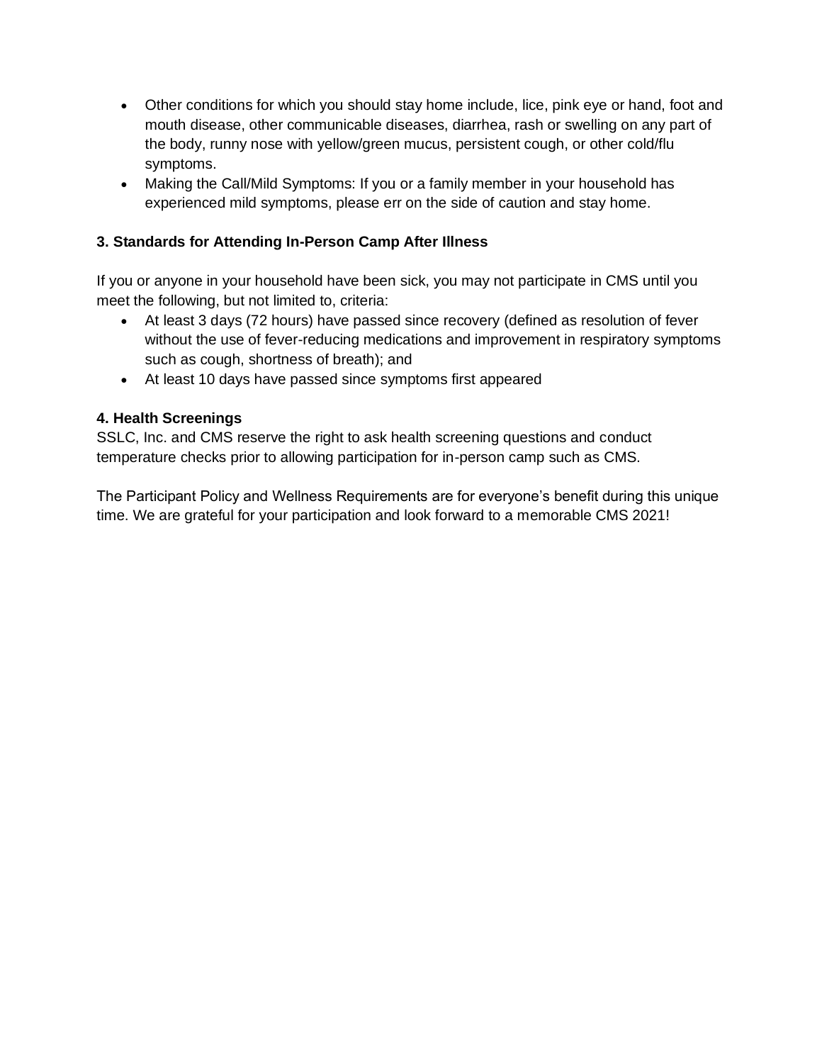- Other conditions for which you should stay home include, lice, pink eye or hand, foot and mouth disease, other communicable diseases, diarrhea, rash or swelling on any part of the body, runny nose with yellow/green mucus, persistent cough, or other cold/flu symptoms.
- Making the Call/Mild Symptoms: If you or a family member in your household has experienced mild symptoms, please err on the side of caution and stay home.

**3. Standards for Attending In-Person Camp After Illness**

If you or anyone in your household have been sick, you may not participate in CMS until you meet the following, but not limited to, criteria:

- At least 3 days (72 hours) have passed since recovery (defined as resolution of fever without the use of fever-reducing medications and improvement in respiratory symptoms such as cough, shortness of breath); and
- At least 10 days have passed since symptoms first appeared

**4. Health Screenings**

SSLC, Inc. and CMS reserve the right to ask health screening questions and conduct temperature checks prior to allowing participation for in-person camp such as CMS.

The Participant Policy and Wellness Requirements are for everyone's benefit during this unique time. We are grateful for your participation and look forward to a memorable CMS 2021!